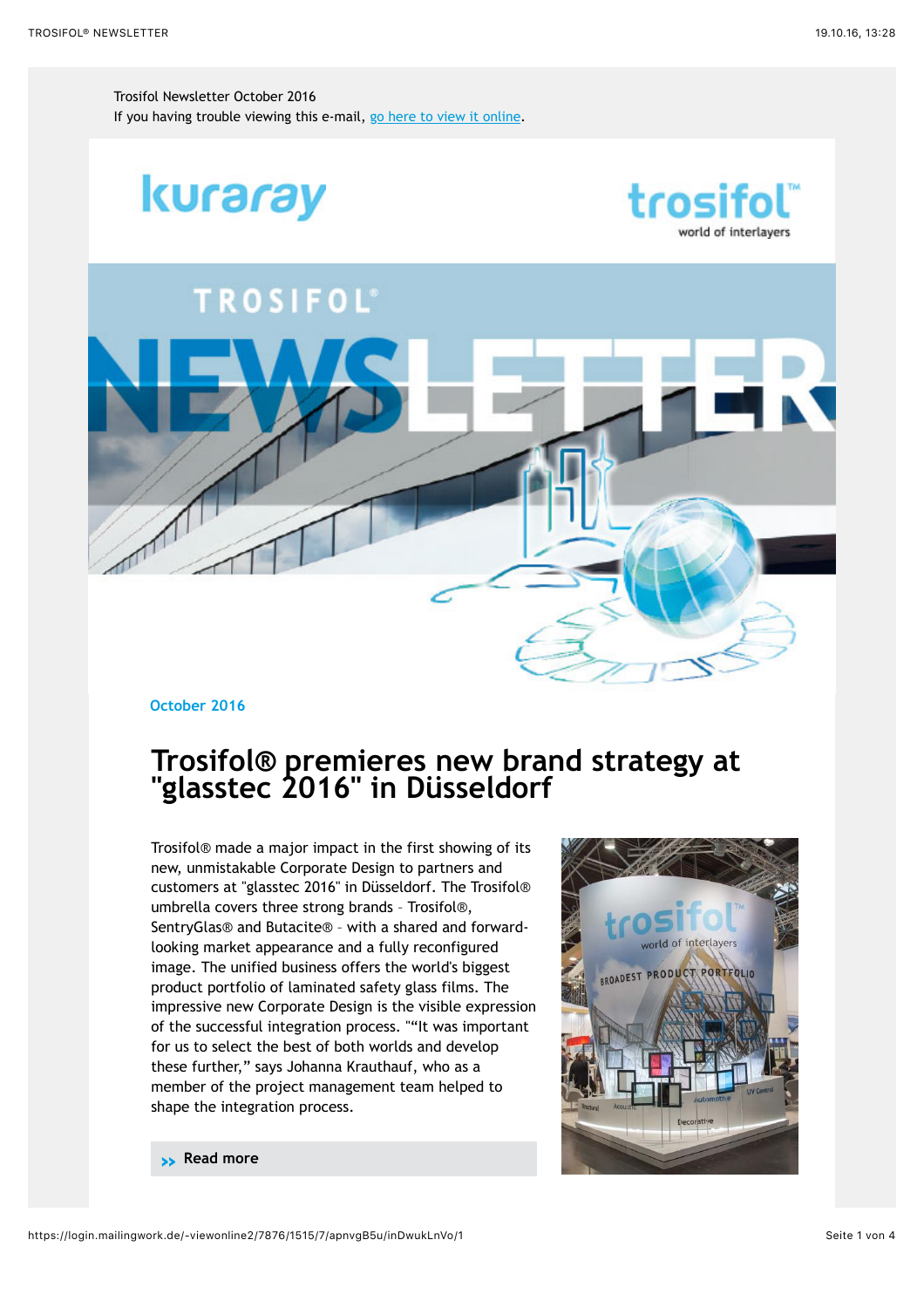Trosifol Newsletter October 2016

If you having trouble viewing this e-mail, [go here to view it online](#).

October 2016

# Trosifol® premieres new brand strategy at "glasstec 2016" in Düsseldorf

Trosifol® made a major impact in the first showing of its new, unmistakable Corporate Design to partners and customers at "glasstec 2016" in Düsseldorf. The Trosifol® umbrella covers three strong brands – Trosifol®, SentryGlas® and Butacite® – with a shared and forward-looking market appearance and a fully reconfigured image. The unified business offers the world's biggest product portfolio of laminated safety glass films. The impressive new Corporate Design is the visible expression of the successful integration process. ""It was important for us to select the best of both worlds and develop these further," says Johanna Krauthauf, who as a member of the project management team helped to shape the integration process.

» Read more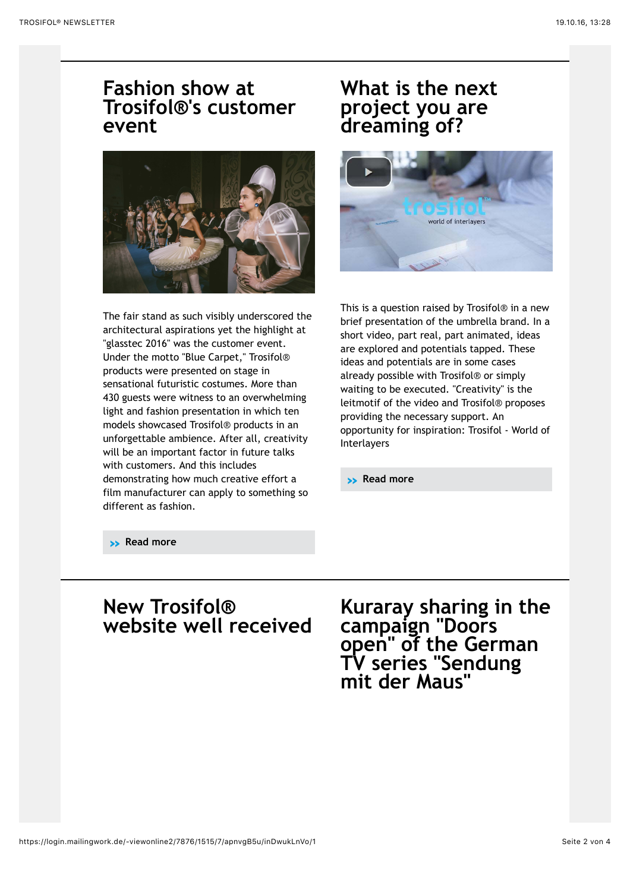## Fashion show at Trosifol®'s customer event

The fair stand as such visibly underscored the architectural aspirations yet the highlight at "glasstec 2016" was the customer event. Under the motto "Blue Carpet," Trosifol® products were presented on stage in sensational futuristic costumes. More than 430 guests were witness to an overwhelming light and fashion presentation in which ten models showcased Trosifol® products in an unforgettable ambience. After all, creativity will be an important factor in future talks with customers. And this includes demonstrating how much creative effort a film manufacturer can apply to something so different as fashion.

» Read more

## What is the next project you are dreaming of?

This is a question raised by Trosifol® in a new brief presentation of the umbrella brand. In a short video, part real, part animated, ideas are explored and potentials tapped. These ideas and potentials are in some cases already possible with Trosifol® or simply waiting to be executed. "Creativity" is the leitmotif of the video and Trosifol® proposes providing the necessary support. An opportunity for inspiration: Trosifol - World of Interlayers

» Read more

## New Trosifol® website well received

## Kuraray sharing in the campaign "Doors open" of the German TV series "Sendung mit der Maus"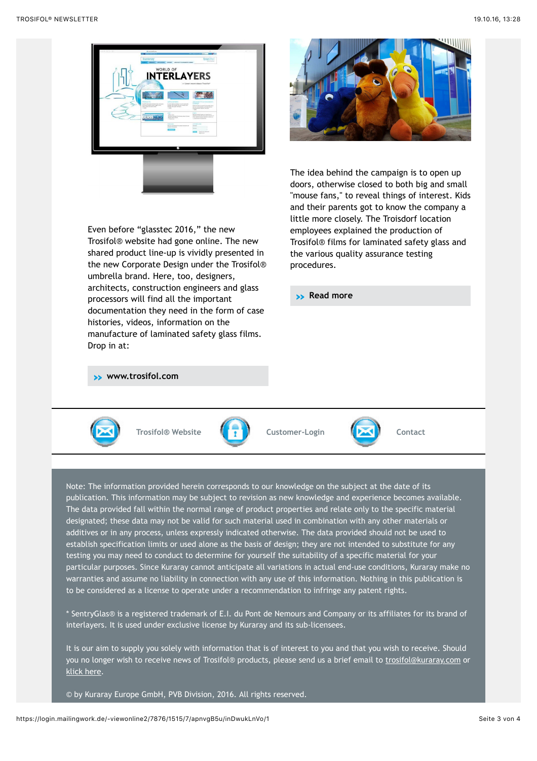Even before “glasstec 2016,” the new Trosifol® website had gone online. The new shared product line-up is vividly presented in the new Corporate Design under the Trosifol® umbrella brand. Here, too, designers, architects, construction engineers and glass processors will find all the important documentation they need in the form of case histories, videos, information on the manufacture of laminated safety glass films. Drop in at:

**» www.trosifol.com**

The idea behind the campaign is to open up doors, otherwise closed to both big and small "mouse fans," to reveal things of interest. Kids and their parents got to know the company a little more closely. The Troisdorf location employees explained the production of Trosifol® films for laminated safety glass and the various quality assurance testing procedures.

**» Read more**

Trosifol® Website | Customer-Login | Contact

Note: The information provided herein corresponds to our knowledge on the subject at the date of its publication. This information may be subject to revision as new knowledge and experience becomes available. The data provided fall within the normal range of product properties and relate only to the specific material designated; these data may not be valid for such material used in combination with any other materials or additives or in any process, unless expressly indicated otherwise. The data provided should not be used to establish specification limits or used alone as the basis of design; they are not intended to substitute for any testing you may need to conduct to determine for yourself the suitability of a specific material for your particular purposes. Since Kuraray cannot anticipate all variations in actual end-use conditions, Kuraray make no warranties and assume no liability in connection with any use of this information. Nothing in this publication is to be considered as a license to operate under a recommendation to infringe any patent rights.

* SentryGlas® is a registered trademark of E.I. du Pont de Nemours and Company or its affiliates for its brand of interlayers. It is used under exclusive license by Kuraray and its sub-licensees.

It is our aim to supply you solely with information that is of interest to you and that you wish to receive. Should you no longer wish to receive news of Trosifol® products, please send us a brief email to trosifol@kuraray.com or klick here.

© by Kuraray Europe GmbH, PVB Division, 2016. All rights reserved.